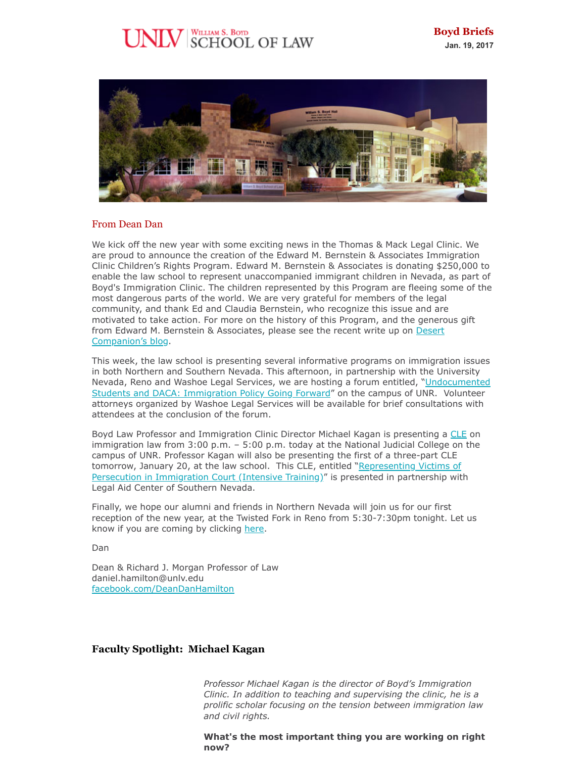UNLV | William S. Boyd SCHOOL OF LAW

**Boyd Briefs**
**Jan. 19, 2017**

## From Dean Dan

We kick off the new year with some exciting news in the Thomas & Mack Legal Clinic. We are proud to announce the creation of the Edward M. Bernstein & Associates Immigration Clinic Children's Rights Program. Edward M. Bernstein & Associates is donating $250,000 to enable the law school to represent unaccompanied immigrant children in Nevada, as part of Boyd's Immigration Clinic. The children represented by this Program are fleeing some of the most dangerous parts of the world. We are very grateful for members of the legal community, and thank Ed and Claudia Bernstein, who recognize this issue and are motivated to take action. For more on the history of this Program, and the generous gift from Edward M. Bernstein & Associates, please see the recent write up on Desert Companion's blog.

This week, the law school is presenting several informative programs on immigration issues in both Northern and Southern Nevada. This afternoon, in partnership with the University Nevada, Reno and Washoe Legal Services, we are hosting a forum entitled, "Undocumented Students and DACA: Immigration Policy Going Forward" on the campus of UNR. Volunteer attorneys organized by Washoe Legal Services will be available for brief consultations with attendees at the conclusion of the forum.

Boyd Law Professor and Immigration Clinic Director Michael Kagan is presenting a CLE on immigration law from 3:00 p.m. – 5:00 p.m. today at the National Judicial College on the campus of UNR. Professor Kagan will also be presenting the first of a three-part CLE tomorrow, January 20, at the law school. This CLE, entitled "Representing Victims of Persecution in Immigration Court (Intensive Training)" is presented in partnership with Legal Aid Center of Southern Nevada.

Finally, we hope our alumni and friends in Northern Nevada will join us for our first reception of the new year, at the Twisted Fork in Reno from 5:30-7:30pm tonight. Let us know if you are coming by clicking here.

Dan

Dean & Richard J. Morgan Professor of Law
daniel.hamilton@unlv.edu
facebook.com/DeanDanHamilton

## Faculty Spotlight: Michael Kagan

*Professor Michael Kagan is the director of Boyd's Immigration Clinic. In addition to teaching and supervising the clinic, he is a prolific scholar focusing on the tension between immigration law and civil rights.*

**What's the most important thing you are working on right now?**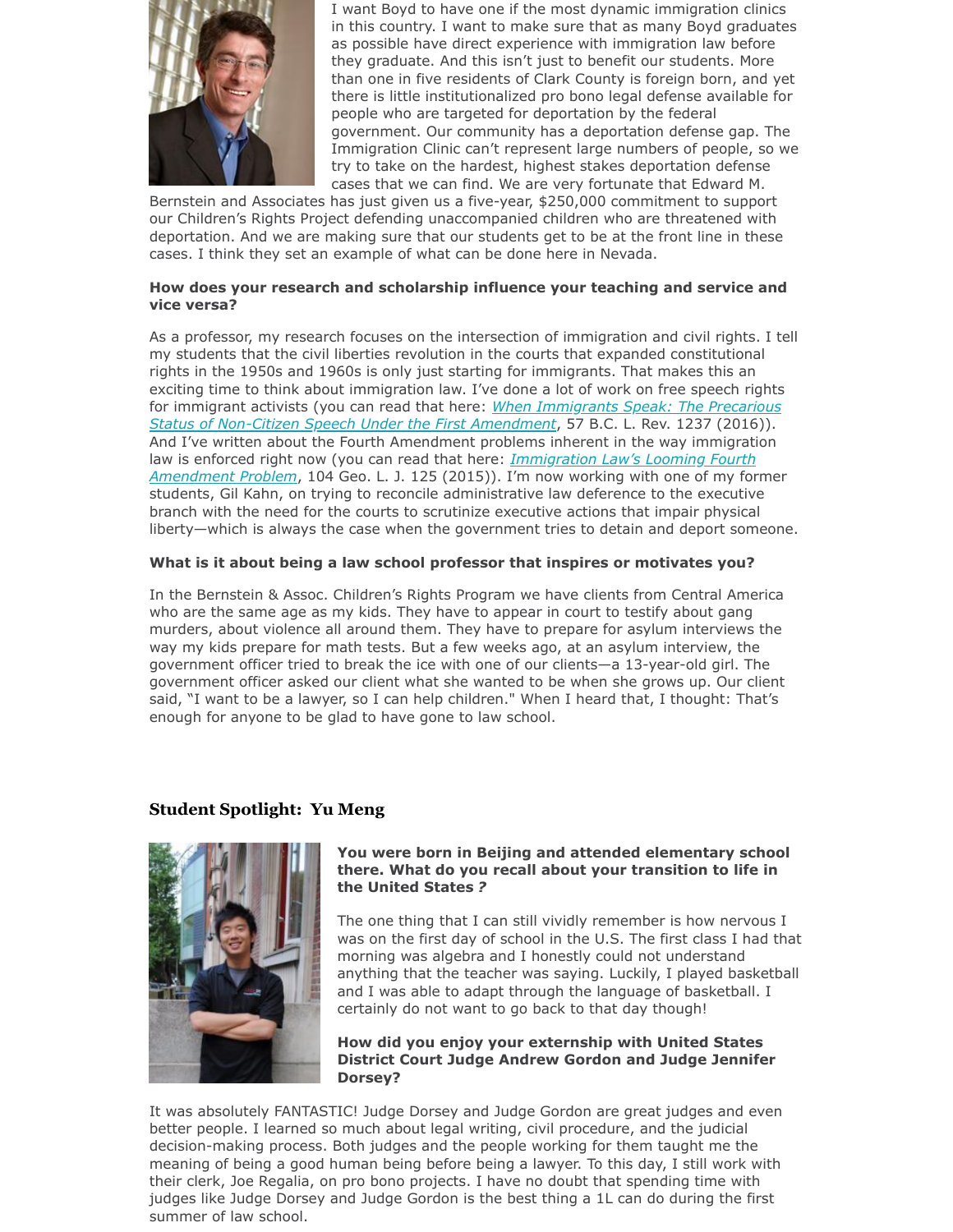I want Boyd to have one if the most dynamic immigration clinics in this country. I want to make sure that as many Boyd graduates as possible have direct experience with immigration law before they graduate. And this isn't just to benefit our students. More than one in five residents of Clark County is foreign born, and yet there is little institutionalized pro bono legal defense available for people who are targeted for deportation by the federal government. Our community has a deportation defense gap. The Immigration Clinic can't represent large numbers of people, so we try to take on the hardest, highest stakes deportation defense cases that we can find. We are very fortunate that Edward M. Bernstein and Associates has just given us a five-year, $250,000 commitment to support our Children's Rights Project defending unaccompanied children who are threatened with deportation. And we are making sure that our students get to be at the front line in these cases. I think they set an example of what can be done here in Nevada.

**How does your research and scholarship influence your teaching and service and vice versa?**

As a professor, my research focuses on the intersection of immigration and civil rights. I tell my students that the civil liberties revolution in the courts that expanded constitutional rights in the 1950s and 1960s is only just starting for immigrants. That makes this an exciting time to think about immigration law. I've done a lot of work on free speech rights for immigrant activists (you can read that here: *When Immigrants Speak: The Precarious Status of Non-Citizen Speech Under the First Amendment*, 57 B.C. L. Rev. 1237 (2016)). And I've written about the Fourth Amendment problems inherent in the way immigration law is enforced right now (you can read that here: *Immigration Law's Looming Fourth Amendment Problem*, 104 Geo. L. J. 125 (2015)). I'm now working with one of my former students, Gil Kahn, on trying to reconcile administrative law deference to the executive branch with the need for the courts to scrutinize executive actions that impair physical liberty—which is always the case when the government tries to detain and deport someone.

**What is it about being a law school professor that inspires or motivates you?**

In the Bernstein & Assoc. Children's Rights Program we have clients from Central America who are the same age as my kids. They have to appear in court to testify about gang murders, about violence all around them. They have to prepare for asylum interviews the way my kids prepare for math tests. But a few weeks ago, at an asylum interview, the government officer tried to break the ice with one of our clients—a 13-year-old girl. The government officer asked our client what she wanted to be when she grows up. Our client said, "I want to be a lawyer, so I can help children." When I heard that, I thought: That's enough for anyone to be glad to have gone to law school.

## Student Spotlight: Yu Meng

**You were born in Beijing and attended elementary school there. What do you recall about your transition to life in the United States?**

The one thing that I can still vividly remember is how nervous I was on the first day of school in the U.S. The first class I had that morning was algebra and I honestly could not understand anything that the teacher was saying. Luckily, I played basketball and I was able to adapt through the language of basketball. I certainly do not want to go back to that day though!

**How did you enjoy your externship with United States District Court Judge Andrew Gordon and Judge Jennifer Dorsey?**

It was absolutely FANTASTIC! Judge Dorsey and Judge Gordon are great judges and even better people. I learned so much about legal writing, civil procedure, and the judicial decision-making process. Both judges and the people working for them taught me the meaning of being a good human being before being a lawyer. To this day, I still work with their clerk, Joe Regalia, on pro bono projects. I have no doubt that spending time with judges like Judge Dorsey and Judge Gordon is the best thing a 1L can do during the first summer of law school.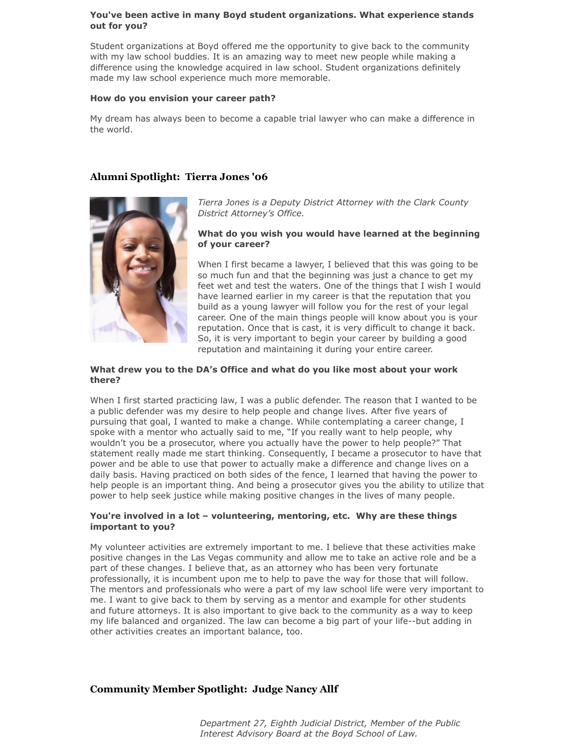**You've been active in many Boyd student organizations. What experience stands out for you?**

Student organizations at Boyd offered me the opportunity to give back to the community with my law school buddies. It is an amazing way to meet new people while making a difference using the knowledge acquired in law school. Student organizations definitely made my law school experience much more memorable.

**How do you envision your career path?**

My dream has always been to become a capable trial lawyer who can make a difference in the world.

## Alumni Spotlight: Tierra Jones '06

*Tierra Jones is a Deputy District Attorney with the Clark County District Attorney's Office.*

**What do you wish you would have learned at the beginning of your career?**

When I first became a lawyer, I believed that this was going to be so much fun and that the beginning was just a chance to get my feet wet and test the waters. One of the things that I wish I would have learned earlier in my career is that the reputation that you build as a young lawyer will follow you for the rest of your legal career. One of the main things people will know about you is your reputation. Once that is cast, it is very difficult to change it back. So, it is very important to begin your career by building a good reputation and maintaining it during your entire career.

**What drew you to the DA's Office and what do you like most about your work there?**

When I first started practicing law, I was a public defender. The reason that I wanted to be a public defender was my desire to help people and change lives. After five years of pursuing that goal, I wanted to make a change. While contemplating a career change, I spoke with a mentor who actually said to me, "If you really want to help people, why wouldn't you be a prosecutor, where you actually have the power to help people?" That statement really made me start thinking. Consequently, I became a prosecutor to have that power and be able to use that power to actually make a difference and change lives on a daily basis. Having practiced on both sides of the fence, I learned that having the power to help people is an important thing. And being a prosecutor gives you the ability to utilize that power to help seek justice while making positive changes in the lives of many people.

**You're involved in a lot – volunteering, mentoring, etc. Why are these things important to you?**

My volunteer activities are extremely important to me. I believe that these activities make positive changes in the Las Vegas community and allow me to take an active role and be a part of these changes. I believe that, as an attorney who has been very fortunate professionally, it is incumbent upon me to help to pave the way for those that will follow. The mentors and professionals who were a part of my law school life were very important to me. I want to give back to them by serving as a mentor and example for other students and future attorneys. It is also important to give back to the community as a way to keep my life balanced and organized. The law can become a big part of your life--but adding in other activities creates an important balance, too.

## Community Member Spotlight: Judge Nancy Allf

*Department 27, Eighth Judicial District, Member of the Public Interest Advisory Board at the Boyd School of Law.*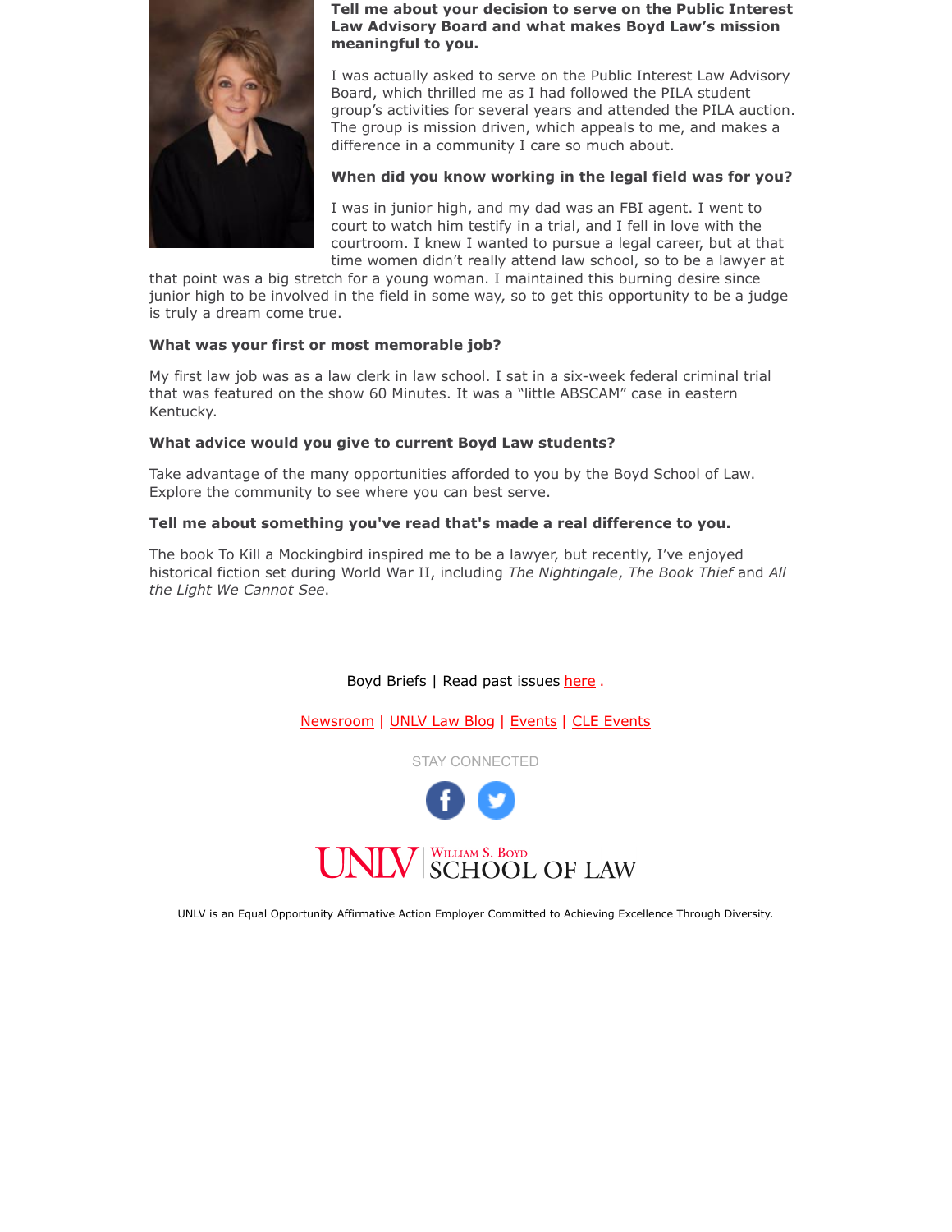**Tell me about your decision to serve on the Public Interest Law Advisory Board and what makes Boyd Law's mission meaningful to you.**

I was actually asked to serve on the Public Interest Law Advisory Board, which thrilled me as I had followed the PILA student group's activities for several years and attended the PILA auction. The group is mission driven, which appeals to me, and makes a difference in a community I care so much about.

**When did you know working in the legal field was for you?**

I was in junior high, and my dad was an FBI agent. I went to court to watch him testify in a trial, and I fell in love with the courtroom. I knew I wanted to pursue a legal career, but at that time women didn't really attend law school, so to be a lawyer at that point was a big stretch for a young woman. I maintained this burning desire since junior high to be involved in the field in some way, so to get this opportunity to be a judge is truly a dream come true.

**What was your first or most memorable job?**

My first law job was as a law clerk in law school. I sat in a six-week federal criminal trial that was featured on the show 60 Minutes. It was a "little ABSCAM" case in eastern Kentucky.

**What advice would you give to current Boyd Law students?**

Take advantage of the many opportunities afforded to you by the Boyd School of Law. Explore the community to see where you can best serve.

**Tell me about something you've read that's made a real difference to you.**

The book To Kill a Mockingbird inspired me to be a lawyer, but recently, I've enjoyed historical fiction set during World War II, including *The Nightingale*, *The Book Thief* and *All the Light We Cannot See*.

Boyd Briefs | Read past issues here .

Newsroom | UNLV Law Blog | Events | CLE Events

STAY CONNECTED

UNLV | William S. Boyd SCHOOL OF LAW

UNLV is an Equal Opportunity Affirmative Action Employer Committed to Achieving Excellence Through Diversity.